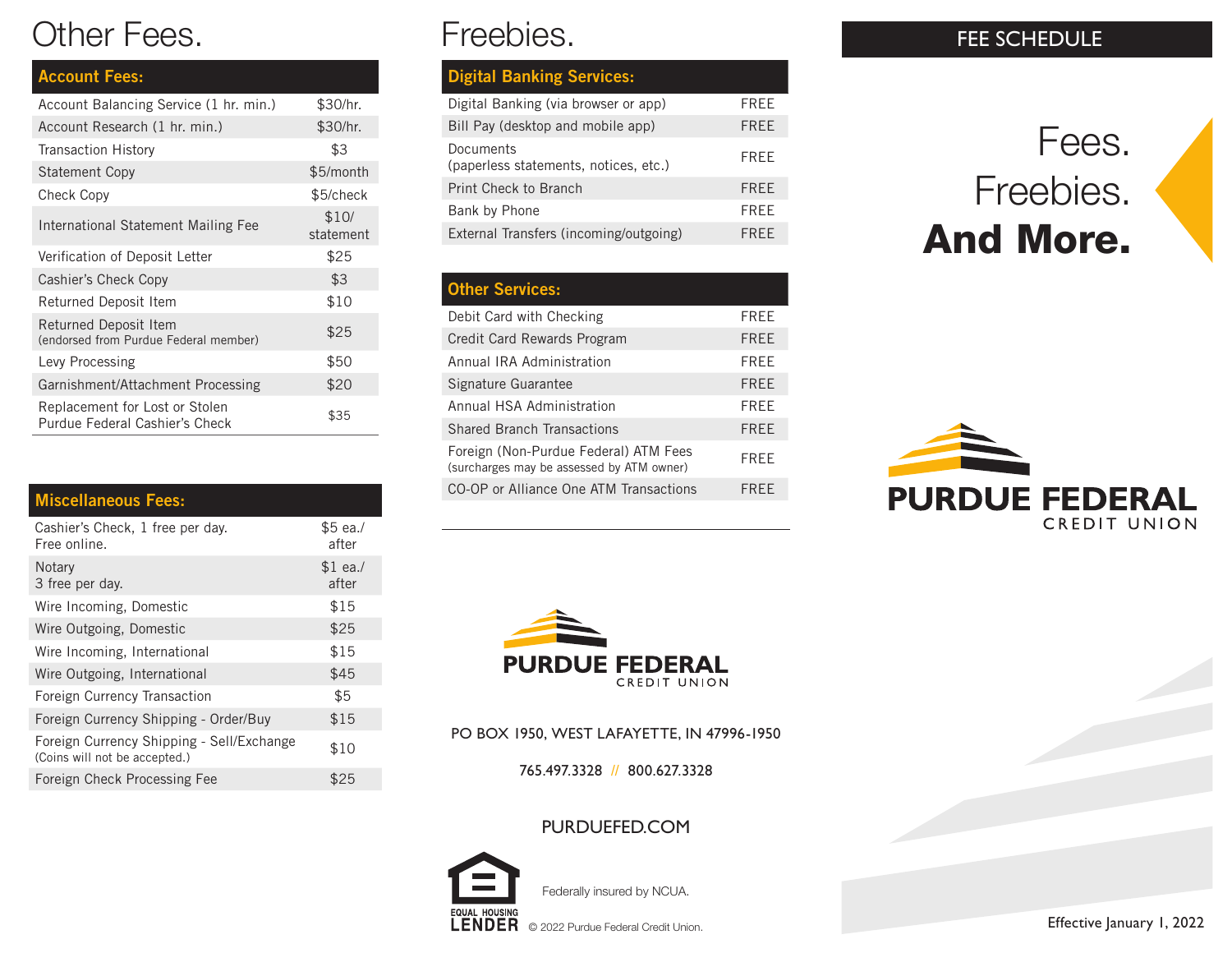# Other Fees.

| Account Fees: | |
|---|---|
| Account Balancing Service (1 hr. min.) | $30/hr. |
| Account Research (1 hr. min.) | $30/hr. |
| Transaction History | $3 |
| Statement Copy | $5/month |
| Check Copy | $5/check |
| International Statement Mailing Fee | $10/ statement |
| Verification of Deposit Letter | $25 |
| Cashier's Check Copy | $3 |
| Returned Deposit Item | $10 |
| Returned Deposit Item (endorsed from Purdue Federal member) | $25 |
| Levy Processing | $50 |
| Garnishment/Attachment Processing | $20 |
| Replacement for Lost or Stolen Purdue Federal Cashier's Check | $35 |

| Miscellaneous Fees: | |
|---|---|
| Cashier's Check, 1 free per day. Free online. | $5 ea./ after |
| Notary 3 free per day. | $1 ea./ after |
| Wire Incoming, Domestic | $15 |
| Wire Outgoing, Domestic | $25 |
| Wire Incoming, International | $15 |
| Wire Outgoing, International | $45 |
| Foreign Currency Transaction | $5 |
| Foreign Currency Shipping - Order/Buy | $15 |
| Foreign Currency Shipping - Sell/Exchange (Coins will not be accepted.) | $10 |
| Foreign Check Processing Fee | $25 |

# Freebies.

| Digital Banking Services: | |
|---|---|
| Digital Banking (via browser or app) | FREE |
| Bill Pay (desktop and mobile app) | FREE |
| Documents (paperless statements, notices, etc.) | FREE |
| Print Check to Branch | FREE |
| Bank by Phone | FREE |
| External Transfers (incoming/outgoing) | FREE |

| Other Services: | |
|---|---|
| Debit Card with Checking | FREE |
| Credit Card Rewards Program | FREE |
| Annual IRA Administration | FREE |
| Signature Guarantee | FREE |
| Annual HSA Administration | FREE |
| Shared Branch Transactions | FREE |
| Foreign (Non-Purdue Federal) ATM Fees (surcharges may be assessed by ATM owner) | FREE |
| CO-OP or Alliance One ATM Transactions | FREE |

PURDUE FEDERAL CREDIT UNION

PO BOX 1950, WEST LAFAYETTE, IN 47996-1950

765.497.3328 // 800.627.3328

PURDUEFED.COM

EQUAL HOUSING LENDER

Federally insured by NCUA.

© 2022 Purdue Federal Credit Union.

FEE SCHEDULE

Fees.
Freebies.
**And More.**

PURDUE FEDERAL CREDIT UNION

Effective January 1, 2022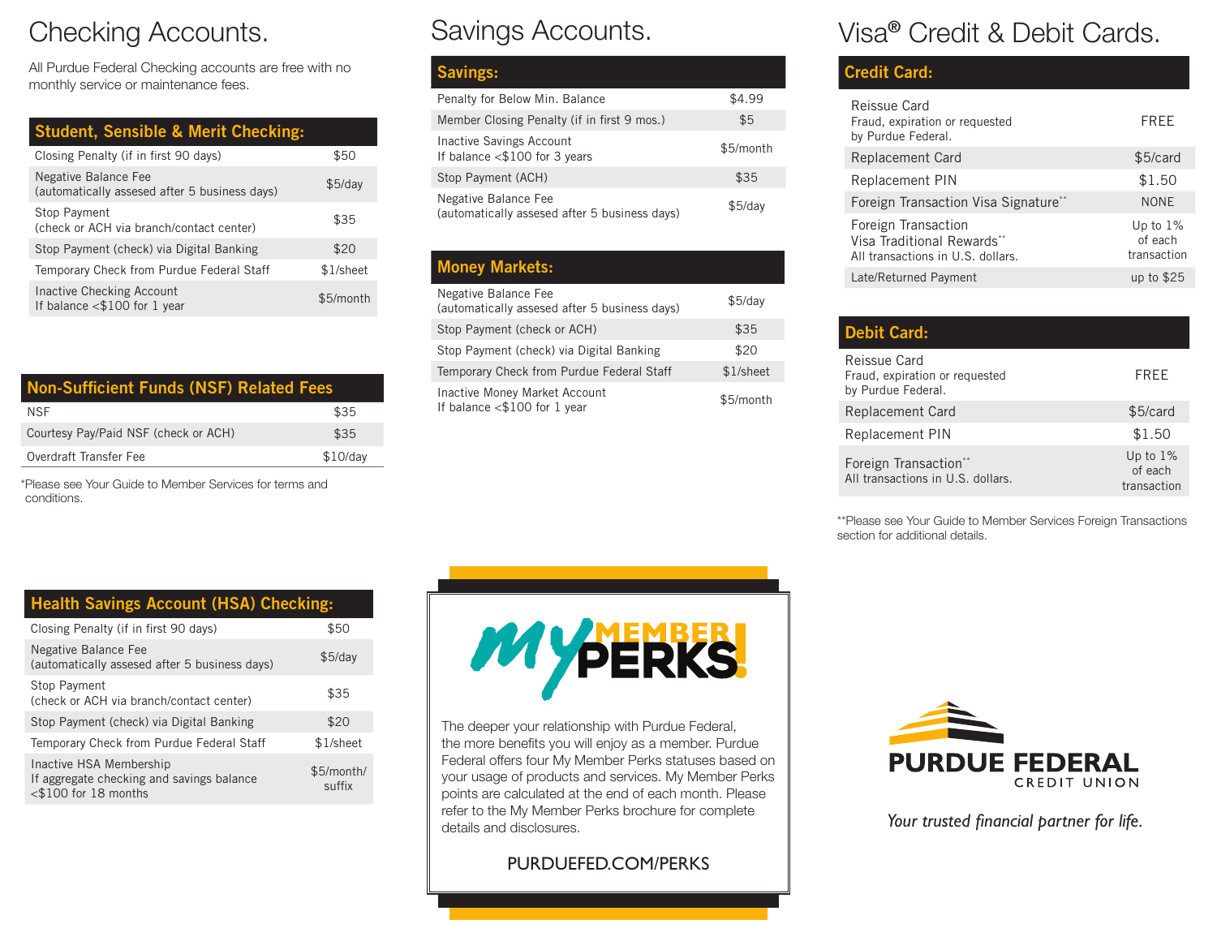# Checking Accounts.

All Purdue Federal Checking accounts are free with no monthly service or maintenance fees.

## Student, Sensible & Merit Checking:

| | |
|---|---|
| Closing Penalty (if in first 90 days) | $50 |
| Negative Balance Fee (automatically assesed after 5 business days) | $5/day |
| Stop Payment (check or ACH via branch/contact center) | $35 |
| Stop Payment (check) via Digital Banking | $20 |
| Temporary Check from Purdue Federal Staff | $1/sheet |
| Inactive Checking Account If balance <$100 for 1 year | $5/month |

## Non-Sufficient Funds (NSF) Related Fees

| | |
|---|---|
| NSF | $35 |
| Courtesy Pay/Paid NSF (check or ACH) | $35 |
| Overdraft Transfer Fee | $10/day |

*Please see Your Guide to Member Services for terms and conditions.

## Health Savings Account (HSA) Checking:

| | |
|---|---|
| Closing Penalty (if in first 90 days) | $50 |
| Negative Balance Fee (automatically assesed after 5 business days) | $5/day |
| Stop Payment (check or ACH via branch/contact center) | $35 |
| Stop Payment (check) via Digital Banking | $20 |
| Temporary Check from Purdue Federal Staff | $1/sheet |
| Inactive HSA Membership If aggregate checking and savings balance <$100 for 18 months | $5/month/ suffix |

# Savings Accounts.

## Savings:

| | |
|---|---|
| Penalty for Below Min. Balance | $4.99 |
| Member Closing Penalty (if in first 9 mos.) | $5 |
| Inactive Savings Account If balance <$100 for 3 years | $5/month |
| Stop Payment (ACH) | $35 |
| Negative Balance Fee (automatically assesed after 5 business days) | $5/day |

## Money Markets:

| | |
|---|---|
| Negative Balance Fee (automatically assesed after 5 business days) | $5/day |
| Stop Payment (check or ACH) | $35 |
| Stop Payment (check) via Digital Banking | $20 |
| Temporary Check from Purdue Federal Staff | $1/sheet |
| Inactive Money Market Account If balance <$100 for 1 year | $5/month |

# Visa® Credit & Debit Cards.

## Credit Card:

| | |
|---|---|
| Reissue Card Fraud, expiration or requested by Purdue Federal. | FREE |
| Replacement Card | $5/card |
| Replacement PIN | $1.50 |
| Foreign Transaction Visa Signature** | NONE |
| Foreign Transaction Visa Traditional Rewards** All transactions in U.S. dollars. | Up to 1% of each transaction |
| Late/Returned Payment | up to $25 |

## Debit Card:

| | |
|---|---|
| Reissue Card Fraud, expiration or requested by Purdue Federal. | FREE |
| Replacement Card | $5/card |
| Replacement PIN | $1.50 |
| Foreign Transaction** All transactions in U.S. dollars. | Up to 1% of each transaction |

**Please see Your Guide to Member Services Foreign Transactions section for additional details.

## My Member Perks!

The deeper your relationship with Purdue Federal, the more benefits you will enjoy as a member. Purdue Federal offers four My Member Perks statuses based on your usage of products and services. My Member Perks points are calculated at the end of each month. Please refer to the My Member Perks brochure for complete details and disclosures.

PURDUEFED.COM/PERKS

PURDUE FEDERAL CREDIT UNION

*Your trusted financial partner for life.*